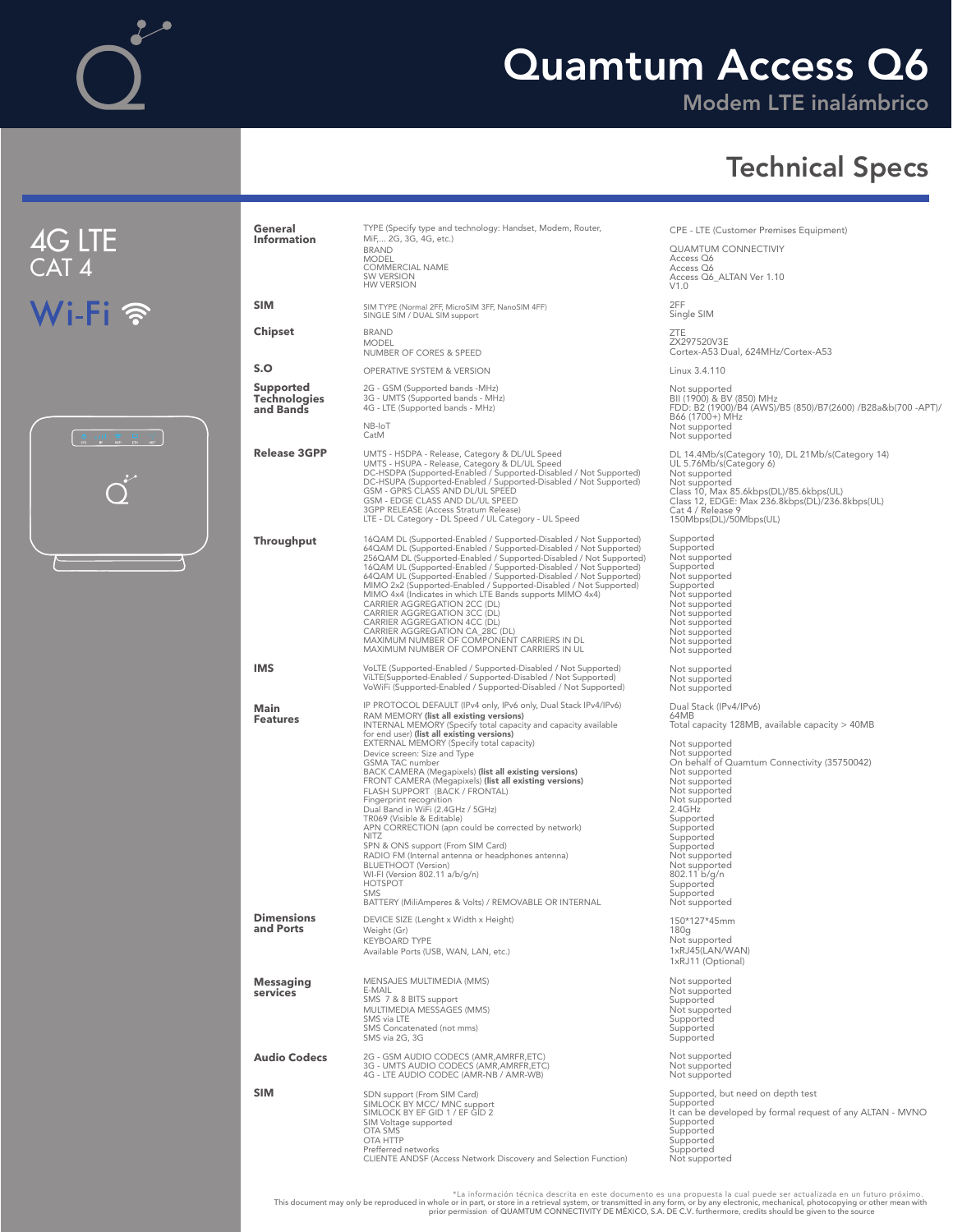# Quamtum Access Q6

## Modem LTE inalámbrico

## Technical Specs

4G LTE
CAT 4

Wi-Fi

| | | |
|---|---|---|
| **General Information** | TYPE (Specify type and technology: Handset, Modem, Router, MiF,... 2G, 3G, 4G, etc.) | CPE - LTE (Customer Premises Equipment) |
| | BRAND | QUAMTUM CONNECTIVIY |
| | MODEL | Access Q6 |
| | COMMERCIAL NAME | Access Q6 |
| | SW VERSION | Access Q6_ALTAN Ver 1.10 |
| | HW VERSION | V1.0 |
| **SIM** | SIM TYPE (Normal 2FF, MicroSIM 3FF, NanoSIM 4FF) | 2FF |
| | SINGLE SIM / DUAL SIM support | Single SIM |
| **Chipset** | BRAND | ZTE |
| | MODEL | ZX297520V3E |
| | NUMBER OF CORES & SPEED | Cortex-A53 Dual, 624MHz/Cortex-A53 |
| **S.O** | OPERATIVE SYSTEM & VERSION | Linux 3.4.110 |
| **Supported Technologies and Bands** | 2G - GSM (Supported bands -MHz) | Not supported |
| | 3G - UMTS (Supported bands - MHz) | BII (1900) & BV (850) MHz |
| | 4G - LTE (Supported bands - MHz) | FDD: B2 (1900)/B4 (AWS)/B5 (850)/B7(2600) /B28a&b(700 -APT)/ B66 (1700+) MHz |
| | NB-IoT | Not supported |
| | CatM | Not supported |
| **Release 3GPP** | UMTS - HSDPA - Release, Category & DL/UL Speed | DL 14.4Mb/s(Category 10), DL 21Mb/s(Category 14) |
| | UMTS - HSUPA - Release, Category & DL/UL Speed | UL 5.76Mb/s(Category 6) |
| | DC-HSDPA (Supported-Enabled / Supported-Disabled / Not Supported) | Not supported |
| | DC-HSUPA (Supported-Enabled / Supported-Disabled / Not Supported) | Not supported |
| | GSM - GPRS CLASS AND DL/UL SPEED | Class 10, Max 85.6kbps(DL)/85.6kbps(UL) |
| | GSM - EDGE CLASS AND DL/UL SPEED | Class 12, EDGE: Max 236.8kbps(DL)/236.8kbps(UL) |
| | 3GPP RELEASE (Access Stratum Release) | Cat 4 / Release 9 |
| | LTE - DL Category - DL Speed / UL Category - UL Speed | 150Mbps(DL)/50Mbps(UL) |
| **Throughput** | 16QAM DL (Supported-Enabled / Supported-Disabled / Not Supported) | Supported |
| | 64QAM DL (Supported-Enabled / Supported-Disabled / Not Supported) | Supported |
| | 256QAM DL (Supported-Enabled / Supported-Disabled / Not Supported) | Not supported |
| | 16QAM UL (Supported-Enabled / Supported-Disabled / Not Supported) | Supported |
| | 64QAM UL (Supported-Enabled / Supported-Disabled / Not Supported) | Not supported |
| | MIMO 2x2 (Supported-Enabled / Supported-Disabled / Not Supported) | Supported |
| | MIMO 4x4 (Indicates in which LTE Bands supports MIMO 4x4) | Not supported |
| | CARRIER AGGREGATION 2CC (DL) | Not supported |
| | CARRIER AGGREGATION 3CC (DL) | Not supported |
| | CARRIER AGGREGATION 4CC (DL) | Not supported |
| | CARRIER AGGREGATION CA_28C (DL) | Not supported |
| | MAXIMUM NUMBER OF COMPONENT CARRIERS IN DL | Not supported |
| | MAXIMUM NUMBER OF COMPONENT CARRIERS IN UL | Not supported |
| **IMS** | VoLTE (Supported-Enabled / Supported-Disabled / Not Supported) | Not supported |
| | ViLTE(Supported-Enabled / Supported-Disabled / Not Supported) | Not supported |
| | VoWiFi (Supported-Enabled / Supported-Disabled / Not Supported) | Not supported |
| **Main Features** | IP PROTOCOL DEFAULT (IPv4 only, IPv6 only, Dual Stack IPv4/IPv6) | Dual Stack (IPv4/IPv6) |
| | RAM MEMORY **(list all existing versions)** | 64MB |
| | INTERNAL MEMORY (Specify total capacity and capacity available for end user) **(list all existing versions)** | Total capacity 128MB, available capacity > 40MB |
| | EXTERNAL MEMORY (Specify total capacity) | Not supported |
| | Device screen: Size and Type | Not supported |
| | GSMA TAC number | On behalf of Quamtum Connectivity (35750042) |
| | BACK CAMERA (Megapixels) **(list all existing versions)** | Not supported |
| | FRONT CAMERA (Megapixels) **(list all existing versions)** | Not supported |
| | FLASH SUPPORT (BACK / FRONTAL) | Not supported |
| | Fingerprint recognition | Not supported |
| | Dual Band in WiFi (2.4GHz / 5GHz) | 2.4GHz |
| | TR069 (Visible & Editable) | Supported |
| | APN CORRECTION (apn could be corrected by network) | Supported |
| | NITZ | Supported |
| | SPN & ONS support (From SIM Card) | Supported |
| | RADIO FM (Internal antenna or headphones antenna) | Not supported |
| | BLUETHOOT (Version) | Not supported |
| | WI-FI (Version 802.11 a/b/g/n) | 802.11 b/g/n |
| | HOTSPOT | Supported |
| | SMS | Supported |
| | BATTERY (MiliAmperes & Volts) / REMOVABLE OR INTERNAL | Not supported |
| **Dimensions and Ports** | DEVICE SIZE (Lenght x Width x Height) | 150*127*45mm |
| | Weight (Gr) | 180g |
| | KEYBOARD TYPE | Not supported |
| | Available Ports (USB, WAN, LAN, etc.) | 1xRJ45(LAN/WAN) |
| | | 1xRJ11 (Optional) |
| **Messaging services** | MENSAJES MULTIMEDIA (MMS) | Not supported |
| | E-MAIL | Not supported |
| | SMS 7 & 8 BITS support | Supported |
| | MULTIMEDIA MESSAGES (MMS) | Not supported |
| | SMS via LTE | Supported |
| | SMS Concatenated (not mms) | Supported |
| | SMS via 2G, 3G | Supported |
| **Audio Codecs** | 2G - GSM AUDIO CODECS (AMR,AMRFR,ETC) | Not supported |
| | 3G - UMTS AUDIO CODECS (AMR,AMRFR,ETC) | Not supported |
| | 4G - LTE AUDIO CODEC (AMR-NB / AMR-WB) | Not supported |
| **SIM** | SDN support (From SIM Card) | Supported, but need on depth test |
| | SIMLOCK BY MCC/ MNC support | Supported |
| | SIMLOCK BY EF GID 1 / EF GID 2 | It can be developed by formal request of any ALTAN - MVNO |
| | SIM Voltage supported | Supported |
| | OTA SMS | Supported |
| | OTA HTTP | Supported |
| | Prefferred networks | Supported |
| | CLIENTE ANDSF (Access Network Discovery and Selection Function) | Not supported |

*La información técnica descrita en este documento es una propuesta la cual puede ser actualizada en un futuro próximo.
This document may only be reproduced in whole or in part, or store in a retrieval system, or transmitted in any form, or by any electronic, mechanical, photocopying or other mean with prior permission of QUAMTUM CONNECTIVITY DE MÉXICO, S.A. DE C.V. furthermore, credits should be given to the source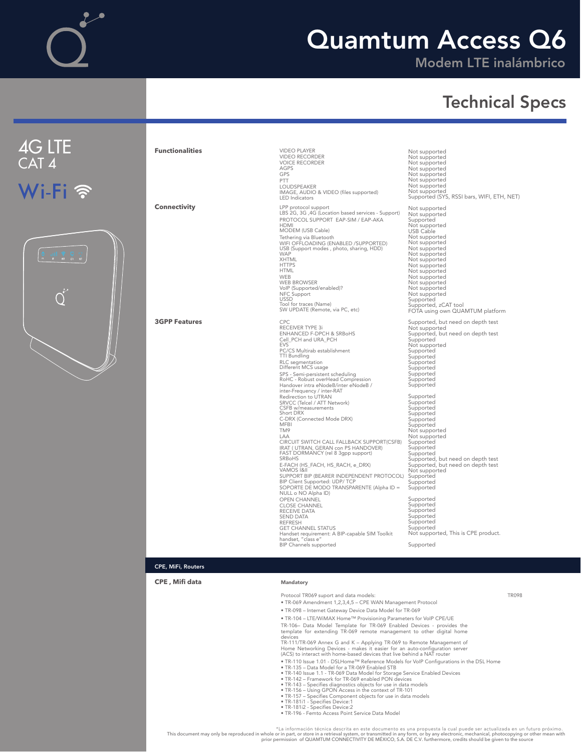# Quamtum Access Q6

## Modem LTE inalámbrico

## Technical Specs

4G LTE
CAT 4

Wi-Fi

| | | |
|---|---|---|
| **Functionalities** | VIDEO PLAYER | Not supported |
| | VIDEO RECORDER | Not supported |
| | VOICE RECORDER | Not supported |
| | AGPS | Not supported |
| | GPS | Not supported |
| | PTT | Not supported |
| | LOUDSPEAKER | Not supported |
| | IMAGE, AUDIO & VIDEO (files supported) | Not supported |
| | LED Indicators | Supported (SYS, RSSI bars, WIFI, ETH, NET) |
| **Connectivity** | LPP protocol support | Not supported |
| | LBS 2G, 3G ,4G (Location based services - Support) | Not supported |
| | PROTOCOL SUPPORT EAP-SIM / EAP-AKA | Supported |
| | HDMI | Not supported |
| | MODEM (USB Cable) | USB Cable |
| | Tethering via Bluetooth | Not supported |
| | WIFI OFFLOADING (ENABLED /SUPPORTED) | Not supported |
| | USB (Support modes , photo, sharing, HDD) | Not supported |
| | WAP | Not supported |
| | XHTML | Not supported |
| | HTTPS | Not supported |
| | HTML | Not supported |
| | WEB | Not supported |
| | WEB BROWSER | Not supported |
| | VoIP (Supported/enabled)? | Not supported |
| | NFC Support | Not supported |
| | USSD | Supported |
| | Tool for traces (Name) | Supported, zCAT tool |
| | SW UPDATE (Remote, via PC, etc) | FOTA using own QUAMTUM platform |
| **3GPP Features** | CPC | Supported, but need on depth test |
| | RECEIVER TYPE 3i | Not supported |
| | ENHANCED F-DPCH & SRBoHS | Supported, but need on depth test |
| | Cell_PCH and URA_PCH | Supported |
| | EVS | Not supported |
| | PC/CS Multirab establishment | Supported |
| | TTI Bundling | Supported |
| | RLC segmentation | Supported |
| | Different MCS usage | Supported |
| | SPS - Semi-persistent scheduling | Supported |
| | RoHC - Robust overHead Compression | Supported |
| | Handover intra eNodeB/inter eNodeB / inter-Frequency / inter-RAT | Supported |
| | Redirection to UTRAN | Supported |
| | SRVCC (Telcel / ATT Network) | Supported |
| | CSFB w/measurements | Supported |
| | Short DRX | Supported |
| | C-DRX (Connected Mode DRX) | Supported |
| | MFBI | Supported |
| | TM9 | Not supported |
| | LAA | Not supported |
| | CIRCUIT SWITCH CALL FALLBACK SUPPORT(CSFB) | Supported |
| | IRAT ( UTRAN, GERAN con PS HANDOVER) | Supported |
| | FAST DORMANCY (rel 8 3gpp support) | Supported |
| | SRBoHS | Supported, but need on depth test |
| | E-FACH (HS_FACH, HS_RACH, e_DRX) | Supported, but need on depth test |
| | VAMOS I&II | Not supported |
| | SUPPORT BIP (BEARER INDEPENDENT PROTOCOL) | Supported |
| | BIP Client Supported: UDP/ TCP | Supported |
| | SOPORTE DE MODO TRANSPARENTE (Alpha ID = NULL o NO Alpha ID) | Supported |
| | OPEN CHANNEL | Supported |
| | CLOSE CHANNEL | Supported |
| | RECEIVE DATA | Supported |
| | SEND DATA | Supported |
| | REFRESH | Supported |
| | GET CHANNEL STATUS | Supported |
| | Handset requirement: A BIP-capable SIM Toolkit handset, "class e" | Not supported, This is CPE product. |
| | BIP Channels supported | Supported |

## CPE, MiFi, Routers

**CPE , Mifi data**

**Mandatory**

Protocol TR069 suport and data models: TR098

- TR-069 Amendment 1,2,3,4,5 – CPE WAN Management Protocol
- TR-098 – Internet Gateway Device Data Model for TR-069
- TR-104 – LTE/WiMAX Home™ Provisioning Parameters for VoIP CPE/UE

TR-106– Data Model Template for TR-069 Enabled Devices - provides the template for extending TR-069 remote management to other digital home devices

TR-111/TR-069 Annex G and K – Applying TR-069 to Remote Management of Home Networking Devices - makes it easier for an auto-configuration server (ACS) to interact with home-based devices that live behind a NAT router

- TR-110 Issue 1.01 - DSLHome™ Reference Models for VoIP Configurations in the DSL Home
- TR-135 – Data Model for a TR-069 Enabled STB
- TR-140 Issue 1.1 - TR-069 Data Model for Storage Service Enabled Devices
- TR-142 – Framework for TR-069 enabled PON devices
- TR-143 – Specifies diagnostics objects for use in data models
- TR-156 – Using GPON Access in the context of TR-101
- TR-157 – Specifies Component objects for use in data models
- TR-181i1 - Specifies Device:1
- TR-181i2 - Specifies Device:2
- TR-196 - Femto Access Point Service Data Model

*La información técnica descrita en este documento es una propuesta la cual puede ser actualizada en un futuro próximo.
This document may only be reproduced in whole or in part, or store in a retrieval system, or transmitted in any form, or by any electronic, mechanical, photocopying or other mean with prior permission of QUAMTUM CONNECTIVITY DE MÉXICO, S.A. DE C.V. furthermore, credits should be given to the source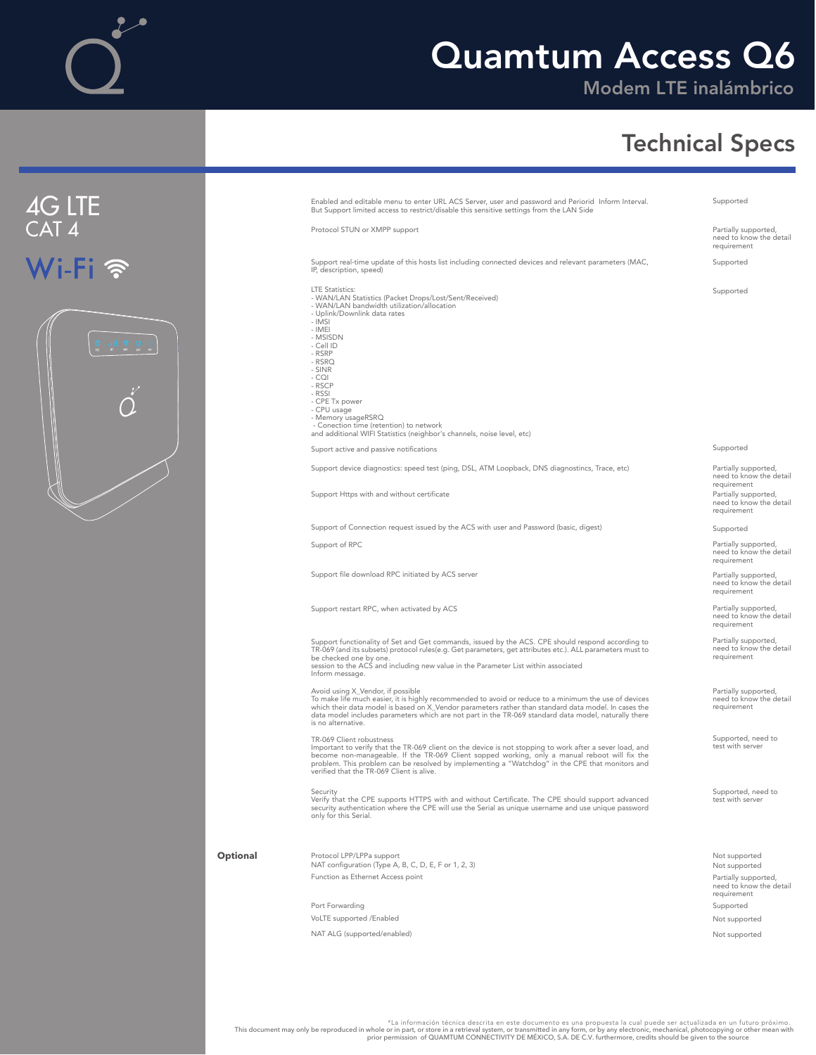# Quamtum Access Q6

## Modem LTE inalámbrico

## Technical Specs

4G LTE
CAT 4

Wi-Fi

| | | |
|---|---|---|
| | Enabled and editable menu to enter URL ACS Server, user and password and Periorid Inform Interval. But Support limited access to restrict/disable this sensitive settings from the LAN Side | Supported |
| | Protocol STUN or XMPP support | Partially supported, need to know the detail requirement |
| | Support real-time update of this hosts list including connected devices and relevant parameters (MAC, IP, description, speed) | Supported |
| | LTE Statistics:<br>- WAN/LAN Statistics (Packet Drops/Lost/Sent/Received)<br>- WAN/LAN bandwidth utilization/allocation<br>- Uplink/Downlink data rates<br>- IMSI<br>- IMEI<br>- MSISDN<br>- Cell ID<br>- RSRP<br>- RSRQ<br>- SINR<br>- CQI<br>- RSCP<br>- RSSI<br>- CPE Tx power<br>- CPU usage<br>- Memory usageRSRQ<br>- Conection time (retention) to network<br>and additional WIFI Statistics (neighbor's channels, noise level, etc) | Supported |
| | Suport active and passive notifications | Supported |
| | Support device diagnostics: speed test (ping, DSL, ATM Loopback, DNS diagnostincs, Trace, etc) | Partially supported, need to know the detail requirement |
| | Support Https with and without certificate | Partially supported, need to know the detail requirement |
| | Support of Connection request issued by the ACS with user and Password (basic, digest) | Supported |
| | Support of RPC | Partially supported, need to know the detail requirement |
| | Support file download RPC initiated by ACS server | Partially supported, need to know the detail requirement |
| | Support restart RPC, when activated by ACS | Partially supported, need to know the detail requirement |
| | Support functionality of Set and Get commands, issued by the ACS. CPE should respond according to TR-069 (and its subsets) protocol rules(e.g. Get parameters, get attributes etc.). ALL parameters must to be checked one by one.<br>session to the ACS and including new value in the Parameter List within associated Inform message. | Partially supported, need to know the detail requirement |
| | Avoid using X_Vendor, if possible<br>To make life much easier, it is highly recommended to avoid or reduce to a minimum the use of devices which their data model is based on X_Vendor parameters rather than standard data model. In cases the data model includes parameters which are not part in the TR-069 standard data model, naturally there is no alternative. | Partially supported, need to know the detail requirement |
| | TR-069 Client robustness<br>Important to verify that the TR-069 client on the device is not stopping to work after a sever load, and become non-manageable. If the TR-069 Client sopped working, only a manual reboot will fix the problem. This problem can be resolved by implementing a "Watchdog" in the CPE that monitors and verified that the TR-069 Client is alive. | Supported, need to test with server |
| | Security<br>Verify that the CPE supports HTTPS with and without Certificate. The CPE should support advanced security authentication where the CPE will use the Serial as unique username and use unique password only for this Serial. | Supported, need to test with server |
| **Optional** | Protocol LPP/LPPa support | Not supported |
| | NAT configuration (Type A, B, C, D, E, F or 1, 2, 3) | Not supported |
| | Function as Ethernet Access point | Partially supported, need to know the detail requirement |
| | Port Forwarding | Supported |
| | VoLTE supported /Enabled | Not supported |
| | NAT ALG (supported/enabled) | Not supported |

*La información técnica descrita en este documento es una propuesta la cual puede ser actualizada en un futuro próximo.
This document may only be reproduced in whole or in part, or store in a retrieval system, or transmitted in any form, or by any electronic, mechanical, photocopying or other mean with prior permission of QUAMTUM CONNECTIVITY DE MÉXICO, S.A. DE C.V. furthermore, credits should be given to the source